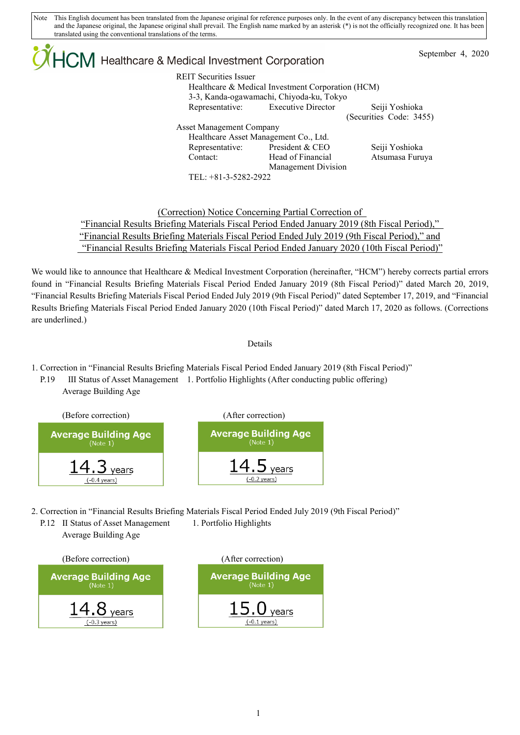Note This English document has been translated from the Japanese original for reference purposes only. In the event of any discrepancy between this translation and the Japanese original, the Japanese original shall prevail. The English name marked by an asterisk (*) is not the officially recognized one. It has been translated using the conventional translations of the terms.

HCM Healthcare & Medical Investment Corporation

September 4, 2020

REIT Securities Issuer
Healthcare & Medical Investment Corporation (HCM)
3-3, Kanda-ogawamachi, Chiyoda-ku, Tokyo
Representative: Executive Director Seiji Yoshioka
(Securities Code: 3455)

Asset Management Company
Healthcare Asset Management Co., Ltd.
Representative: President & CEO Seiji Yoshioka
Contact: Head of Financial Management Division Atsumasa Furuya
TEL: +81-3-5282-2922

## (Correction) Notice Concerning Partial Correction of "Financial Results Briefing Materials Fiscal Period Ended January 2019 (8th Fiscal Period)," "Financial Results Briefing Materials Fiscal Period Ended July 2019 (9th Fiscal Period)," and "Financial Results Briefing Materials Fiscal Period Ended January 2020 (10th Fiscal Period)"

We would like to announce that Healthcare & Medical Investment Corporation (hereinafter, "HCM") hereby corrects partial errors found in "Financial Results Briefing Materials Fiscal Period Ended January 2019 (8th Fiscal Period)" dated March 20, 2019, "Financial Results Briefing Materials Fiscal Period Ended July 2019 (9th Fiscal Period)" dated September 17, 2019, and "Financial Results Briefing Materials Fiscal Period Ended January 2020 (10th Fiscal Period)" dated March 17, 2020 as follows. (Corrections are underlined.)

Details

1. Correction in "Financial Results Briefing Materials Fiscal Period Ended January 2019 (8th Fiscal Period)"
   P.19 III Status of Asset Management 1. Portfolio Highlights (After conducting public offering)
   Average Building Age

| (Before correction) | (After correction) |
|---|---|
| **Average Building Age** (Note 1) | **Average Building Age** (Note 1) |
| 14.3 years (-0.4 years) | 14.5 years (-0.2 years) |

2. Correction in "Financial Results Briefing Materials Fiscal Period Ended July 2019 (9th Fiscal Period)"
   P.12 II Status of Asset Management 1. Portfolio Highlights
   Average Building Age

| (Before correction) | (After correction) |
|---|---|
| **Average Building Age** (Note 1) | **Average Building Age** (Note 1) |
| 14.8 years (-0.3 years) | 15.0 years (-0.1 years) |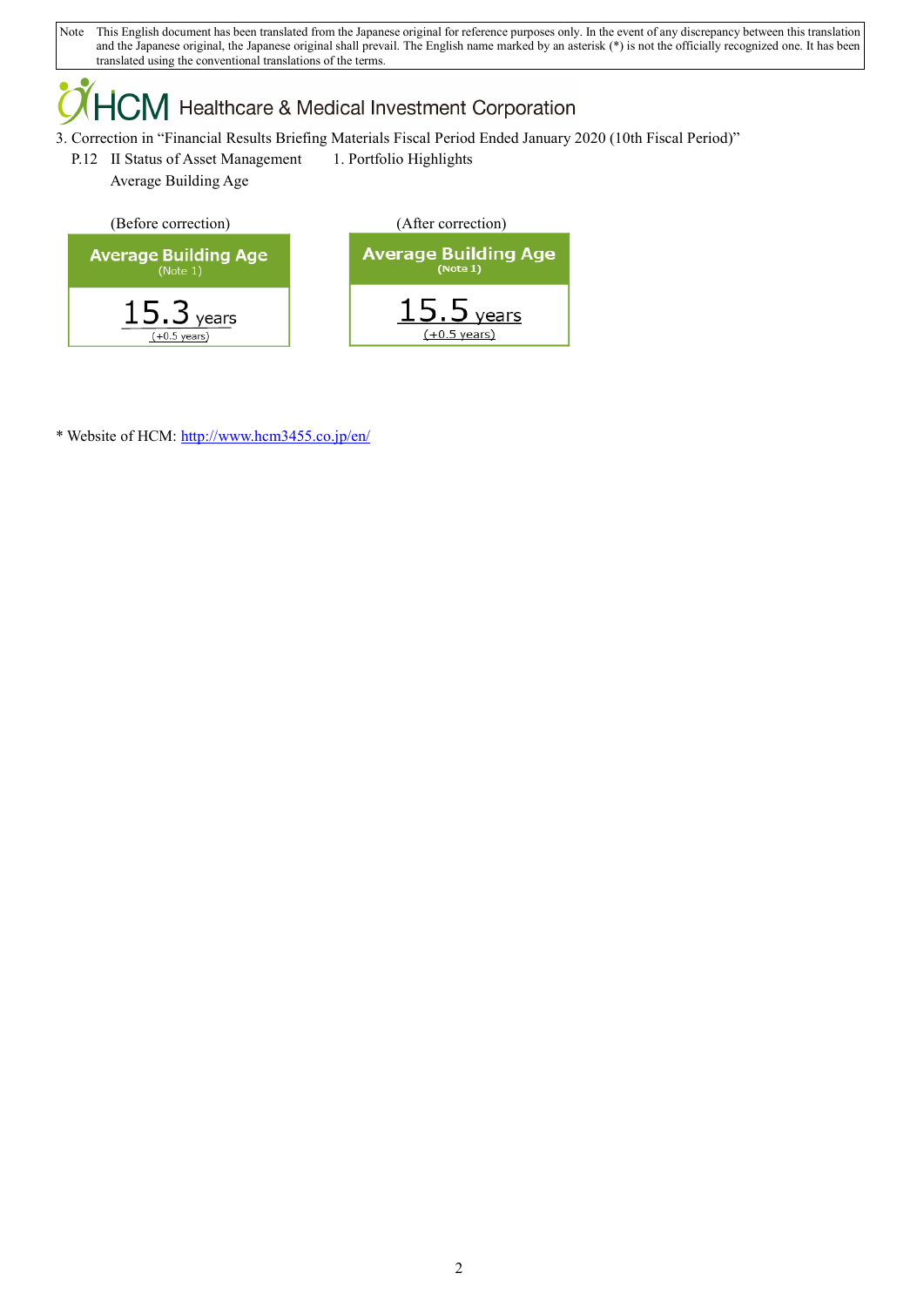Note This English document has been translated from the Japanese original for reference purposes only. In the event of any discrepancy between this translation and the Japanese original, the Japanese original shall prevail. The English name marked by an asterisk (*) is not the officially recognized one. It has been translated using the conventional translations of the terms.

HCM Healthcare & Medical Investment Corporation

3. Correction in "Financial Results Briefing Materials Fiscal Period Ended January 2020 (10th Fiscal Period)"

P.12 II Status of Asset Management 1. Portfolio Highlights

Average Building Age

| (Before correction) | (After correction) |
|---|---|
| **Average Building Age** (Note 1) | **Average Building Age** (Note 1) |
| 15.3 years (+0.5 years) | 15.5 years (+0.5 years) |

* Website of HCM: http://www.hcm3455.co.jp/en/